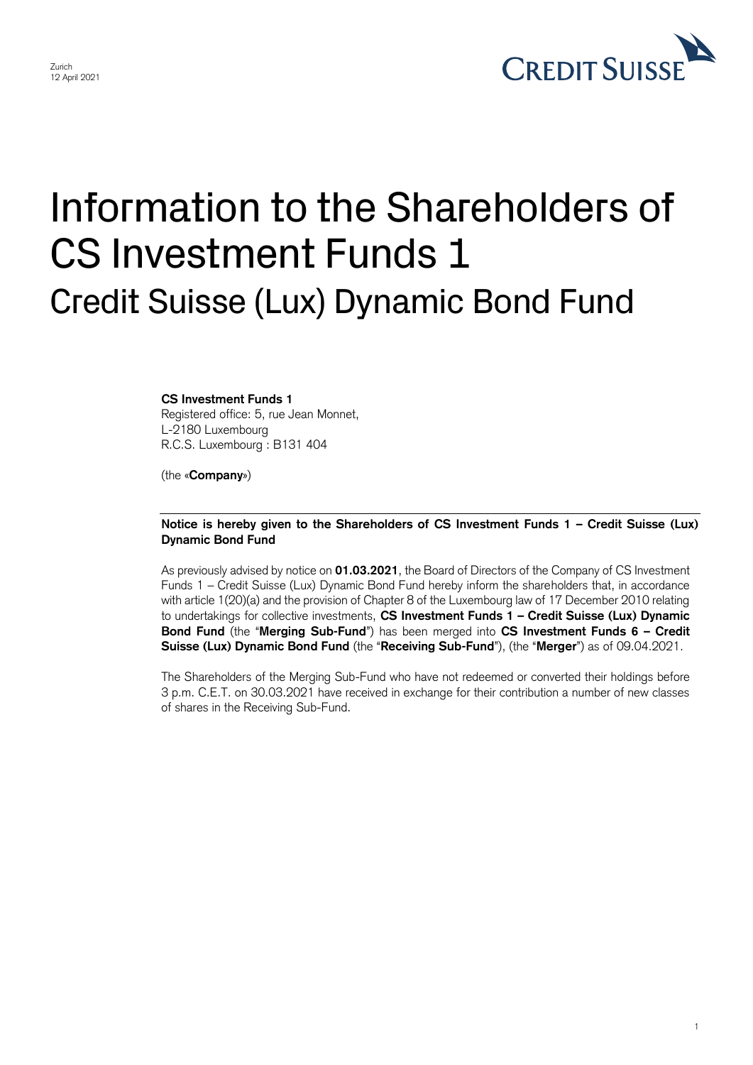Zurich
12 April 2021

# Information to the Shareholders of CS Investment Funds 1

## Credit Suisse (Lux) Dynamic Bond Fund

**CS Investment Funds 1**
Registered office: 5, rue Jean Monnet,
L-2180 Luxembourg
R.C.S. Luxembourg : B131 404

(the «**Company**»)

**Notice is hereby given to the Shareholders of CS Investment Funds 1 – Credit Suisse (Lux) Dynamic Bond Fund**

As previously advised by notice on **01.03.2021**, the Board of Directors of the Company of CS Investment Funds 1 – Credit Suisse (Lux) Dynamic Bond Fund hereby inform the shareholders that, in accordance with article 1(20)(a) and the provision of Chapter 8 of the Luxembourg law of 17 December 2010 relating to undertakings for collective investments, **CS Investment Funds 1 – Credit Suisse (Lux) Dynamic Bond Fund** (the "**Merging Sub-Fund**") has been merged into **CS Investment Funds 6 – Credit Suisse (Lux) Dynamic Bond Fund** (the "**Receiving Sub-Fund**"), (the "**Merger**") as of 09.04.2021.

The Shareholders of the Merging Sub-Fund who have not redeemed or converted their holdings before 3 p.m. C.E.T. on 30.03.2021 have received in exchange for their contribution a number of new classes of shares in the Receiving Sub-Fund.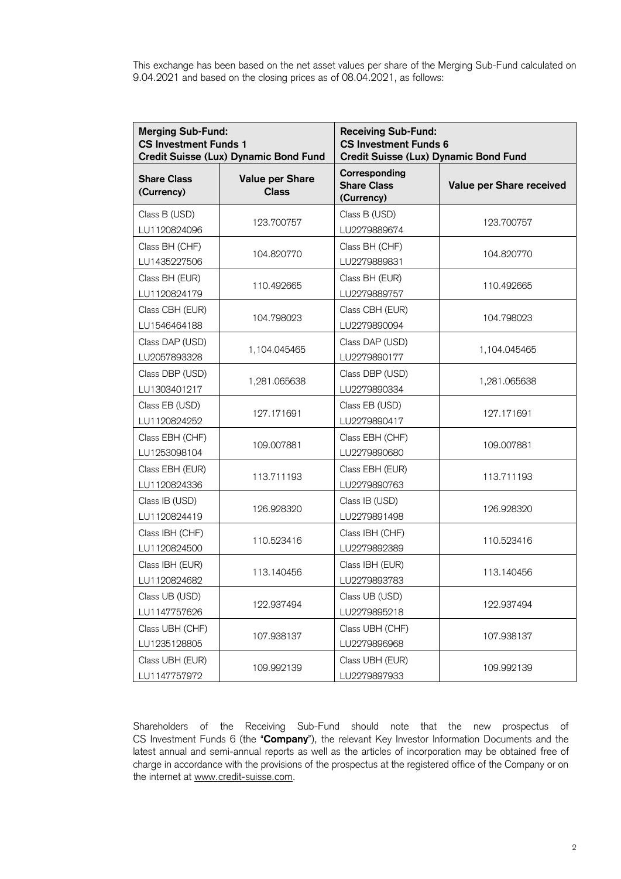This exchange has been based on the net asset values per share of the Merging Sub-Fund calculated on 9.04.2021 and based on the closing prices as of 08.04.2021, as follows:

| **Merging Sub-Fund: CS Investment Funds 1 Credit Suisse (Lux) Dynamic Bond Fund** | | **Receiving Sub-Fund: CS Investment Funds 6 Credit Suisse (Lux) Dynamic Bond Fund** | |
|---|---|---|---|
| **Share Class (Currency)** | **Value per Share Class** | **Corresponding Share Class (Currency)** | **Value per Share received** |
| Class B (USD) LU1120824096 | 123.700757 | Class B (USD) LU2279889674 | 123.700757 |
| Class BH (CHF) LU1435227506 | 104.820770 | Class BH (CHF) LU2279889831 | 104.820770 |
| Class BH (EUR) LU1120824179 | 110.492665 | Class BH (EUR) LU2279889757 | 110.492665 |
| Class CBH (EUR) LU1546464188 | 104.798023 | Class CBH (EUR) LU2279890094 | 104.798023 |
| Class DAP (USD) LU2057893328 | 1,104.045465 | Class DAP (USD) LU2279890177 | 1,104.045465 |
| Class DBP (USD) LU1303401217 | 1,281.065638 | Class DBP (USD) LU2279890334 | 1,281.065638 |
| Class EB (USD) LU1120824252 | 127.171691 | Class EB (USD) LU2279890417 | 127.171691 |
| Class EBH (CHF) LU1253098104 | 109.007881 | Class EBH (CHF) LU2279890680 | 109.007881 |
| Class EBH (EUR) LU1120824336 | 113.711193 | Class EBH (EUR) LU2279890763 | 113.711193 |
| Class IB (USD) LU1120824419 | 126.928320 | Class IB (USD) LU2279891498 | 126.928320 |
| Class IBH (CHF) LU1120824500 | 110.523416 | Class IBH (CHF) LU2279892389 | 110.523416 |
| Class IBH (EUR) LU1120824682 | 113.140456 | Class IBH (EUR) LU2279893783 | 113.140456 |
| Class UB (USD) LU1147757626 | 122.937494 | Class UB (USD) LU2279895218 | 122.937494 |
| Class UBH (CHF) LU1235128805 | 107.938137 | Class UBH (CHF) LU2279896968 | 107.938137 |
| Class UBH (EUR) LU1147757972 | 109.992139 | Class UBH (EUR) LU2279897933 | 109.992139 |

Shareholders of the Receiving Sub-Fund should note that the new prospectus of CS Investment Funds 6 (the "**Company**"), the relevant Key Investor Information Documents and the latest annual and semi-annual reports as well as the articles of incorporation may be obtained free of charge in accordance with the provisions of the prospectus at the registered office of the Company or on the internet at www.credit-suisse.com.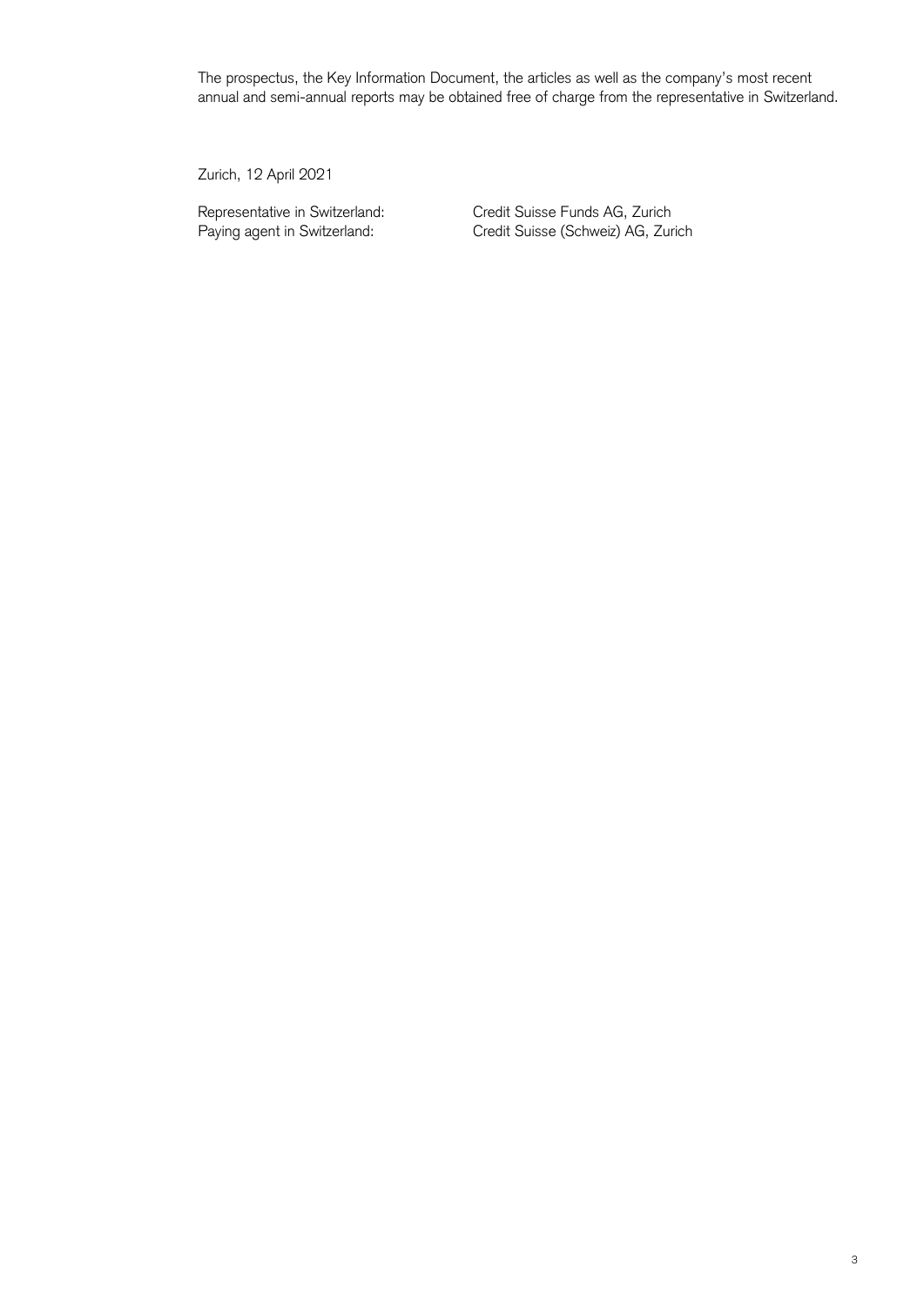The prospectus, the Key Information Document, the articles as well as the company's most recent annual and semi-annual reports may be obtained free of charge from the representative in Switzerland.

Zurich, 12 April 2021

Representative in Switzerland: Credit Suisse Funds AG, Zurich
Paying agent in Switzerland: Credit Suisse (Schweiz) AG, Zurich